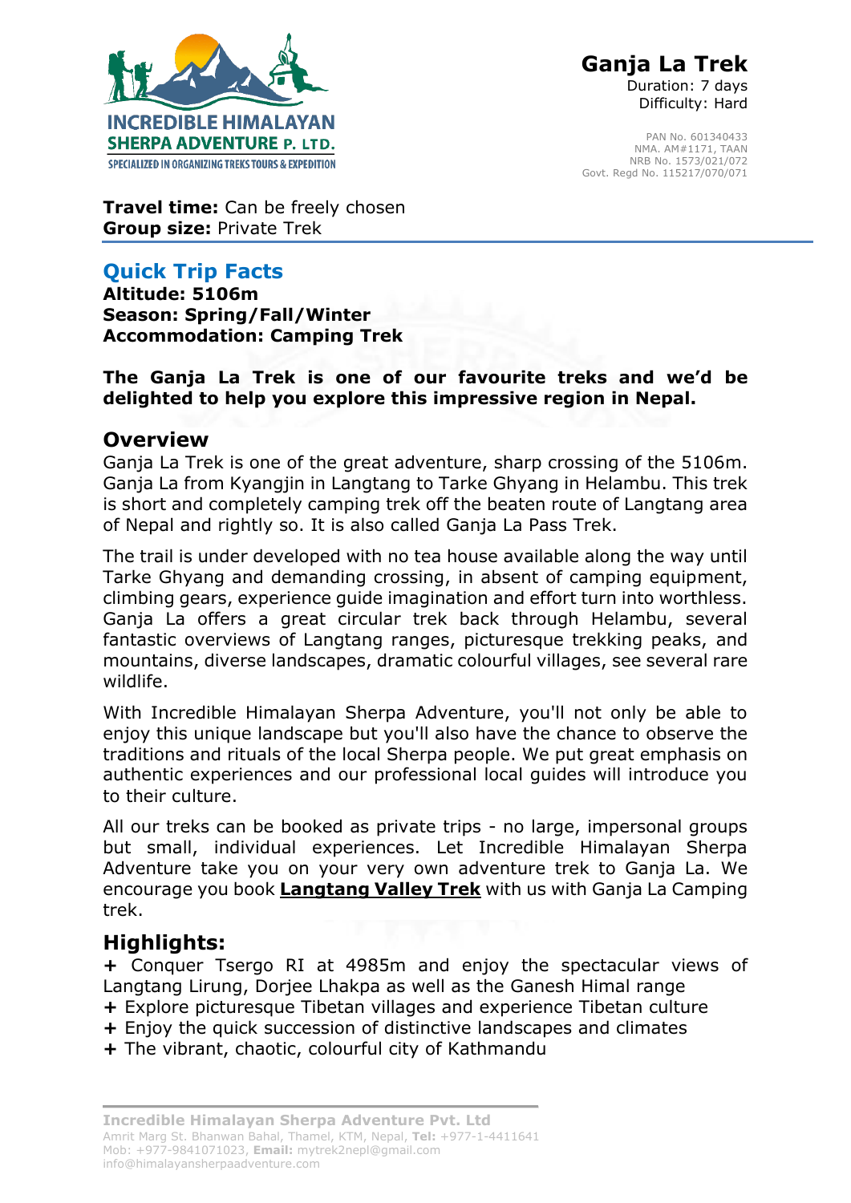# Ganja La Trek

Duration: 7 days
Difficulty: Hard

PAN No. 601340433
NMA. AM#1171, TAAN
NRB No. 1573/021/072
Govt. Regd No. 115217/070/071

**Travel time:** Can be freely chosen
**Group size:** Private Trek

## Quick Trip Facts

**Altitude: 5106m**
**Season: Spring/Fall/Winter**
**Accommodation: Camping Trek**

**The Ganja La Trek is one of our favourite treks and we'd be delighted to help you explore this impressive region in Nepal.**

## Overview

Ganja La Trek is one of the great adventure, sharp crossing of the 5106m. Ganja La from Kyangjin in Langtang to Tarke Ghyang in Helambu. This trek is short and completely camping trek off the beaten route of Langtang area of Nepal and rightly so. It is also called Ganja La Pass Trek.

The trail is under developed with no tea house available along the way until Tarke Ghyang and demanding crossing, in absent of camping equipment, climbing gears, experience guide imagination and effort turn into worthless. Ganja La offers a great circular trek back through Helambu, several fantastic overviews of Langtang ranges, picturesque trekking peaks, and mountains, diverse landscapes, dramatic colourful villages, see several rare wildlife.

With Incredible Himalayan Sherpa Adventure, you'll not only be able to enjoy this unique landscape but you'll also have the chance to observe the traditions and rituals of the local Sherpa people. We put great emphasis on authentic experiences and our professional local guides will introduce you to their culture.

All our treks can be booked as private trips - no large, impersonal groups but small, individual experiences. Let Incredible Himalayan Sherpa Adventure take you on your very own adventure trek to Ganja La. We encourage you book **Langtang Valley Trek** with us with Ganja La Camping trek.

## Highlights:

+ Conquer Tsergo RI at 4985m and enjoy the spectacular views of Langtang Lirung, Dorjee Lhakpa as well as the Ganesh Himal range
+ Explore picturesque Tibetan villages and experience Tibetan culture
+ Enjoy the quick succession of distinctive landscapes and climates
+ The vibrant, chaotic, colourful city of Kathmandu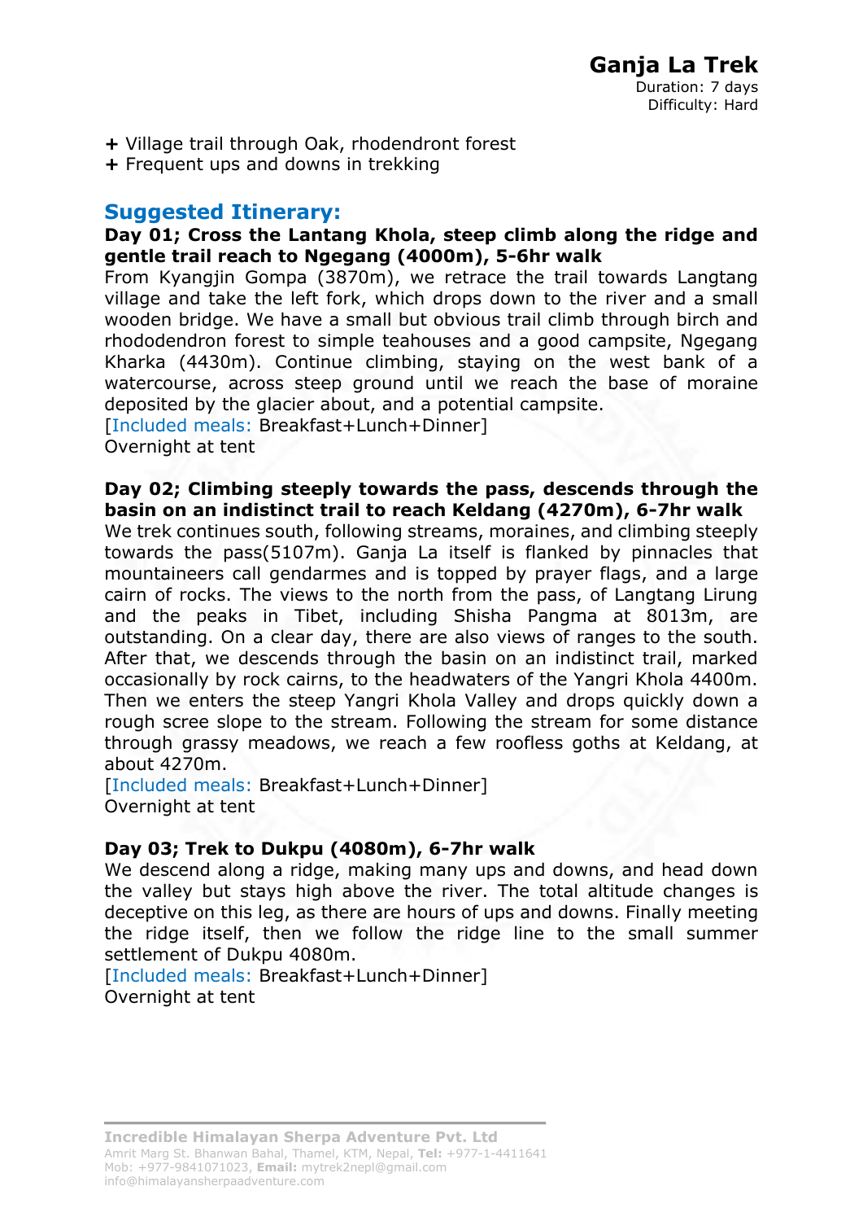# Ganja La Trek

Duration: 7 days
Difficulty: Hard

+ Village trail through Oak, rhodendront forest
+ Frequent ups and downs in trekking

## Suggested Itinerary:

**Day 01; Cross the Lantang Khola, steep climb along the ridge and gentle trail reach to Ngegang (4000m), 5-6hr walk**

From Kyangjin Gompa (3870m), we retrace the trail towards Langtang village and take the left fork, which drops down to the river and a small wooden bridge. We have a small but obvious trail climb through birch and rhododendron forest to simple teahouses and a good campsite, Ngegang Kharka (4430m). Continue climbing, staying on the west bank of a watercourse, across steep ground until we reach the base of moraine deposited by the glacier about, and a potential campsite.

[Included meals: Breakfast+Lunch+Dinner]

Overnight at tent

**Day 02; Climbing steeply towards the pass, descends through the basin on an indistinct trail to reach Keldang (4270m), 6-7hr walk**

We trek continues south, following streams, moraines, and climbing steeply towards the pass(5107m). Ganja La itself is flanked by pinnacles that mountaineers call gendarmes and is topped by prayer flags, and a large cairn of rocks. The views to the north from the pass, of Langtang Lirung and the peaks in Tibet, including Shisha Pangma at 8013m, are outstanding. On a clear day, there are also views of ranges to the south. After that, we descends through the basin on an indistinct trail, marked occasionally by rock cairns, to the headwaters of the Yangri Khola 4400m. Then we enters the steep Yangri Khola Valley and drops quickly down a rough scree slope to the stream. Following the stream for some distance through grassy meadows, we reach a few roofless goths at Keldang, at about 4270m.

[Included meals: Breakfast+Lunch+Dinner]

Overnight at tent

**Day 03; Trek to Dukpu (4080m), 6-7hr walk**

We descend along a ridge, making many ups and downs, and head down the valley but stays high above the river. The total altitude changes is deceptive on this leg, as there are hours of ups and downs. Finally meeting the ridge itself, then we follow the ridge line to the small summer settlement of Dukpu 4080m.

[Included meals: Breakfast+Lunch+Dinner]

Overnight at tent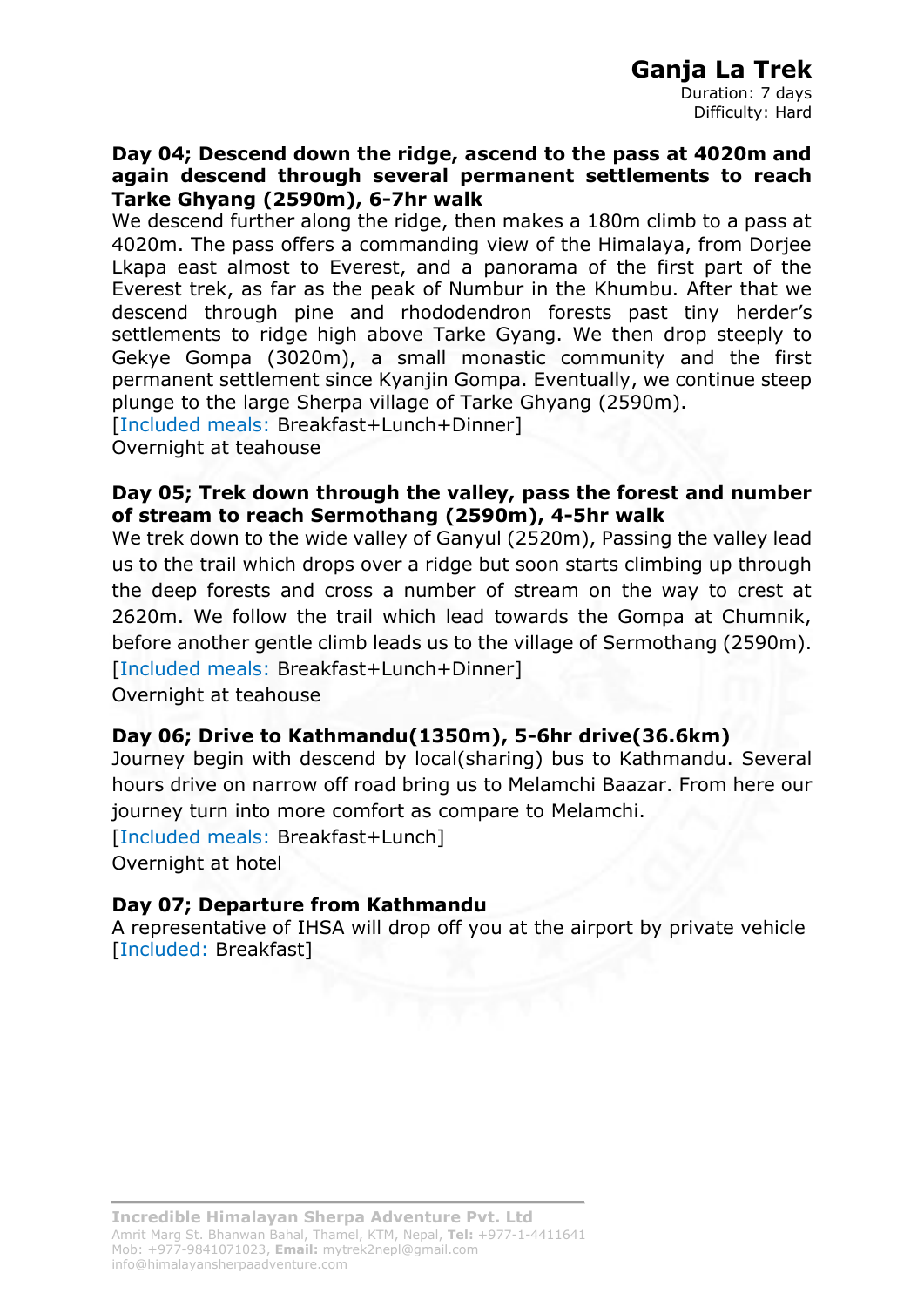# Ganja La Trek

Duration: 7 days
Difficulty: Hard

**Day 04; Descend down the ridge, ascend to the pass at 4020m and again descend through several permanent settlements to reach Tarke Ghyang (2590m), 6-7hr walk**

We descend further along the ridge, then makes a 180m climb to a pass at 4020m. The pass offers a commanding view of the Himalaya, from Dorjee Lkapa east almost to Everest, and a panorama of the first part of the Everest trek, as far as the peak of Numbur in the Khumbu. After that we descend through pine and rhododendron forests past tiny herder's settlements to ridge high above Tarke Gyang. We then drop steeply to Gekye Gompa (3020m), a small monastic community and the first permanent settlement since Kyanjin Gompa. Eventually, we continue steep plunge to the large Sherpa village of Tarke Ghyang (2590m).

[Included meals: Breakfast+Lunch+Dinner]

Overnight at teahouse

**Day 05; Trek down through the valley, pass the forest and number of stream to reach Sermothang (2590m), 4-5hr walk**

We trek down to the wide valley of Ganyul (2520m), Passing the valley lead us to the trail which drops over a ridge but soon starts climbing up through the deep forests and cross a number of stream on the way to crest at 2620m. We follow the trail which lead towards the Gompa at Chumnik, before another gentle climb leads us to the village of Sermothang (2590m).

[Included meals: Breakfast+Lunch+Dinner]

Overnight at teahouse

**Day 06; Drive to Kathmandu(1350m), 5-6hr drive(36.6km)**

Journey begin with descend by local(sharing) bus to Kathmandu. Several hours drive on narrow off road bring us to Melamchi Baazar. From here our journey turn into more comfort as compare to Melamchi.

[Included meals: Breakfast+Lunch]

Overnight at hotel

**Day 07; Departure from Kathmandu**

A representative of IHSA will drop off you at the airport by private vehicle

[Included: Breakfast]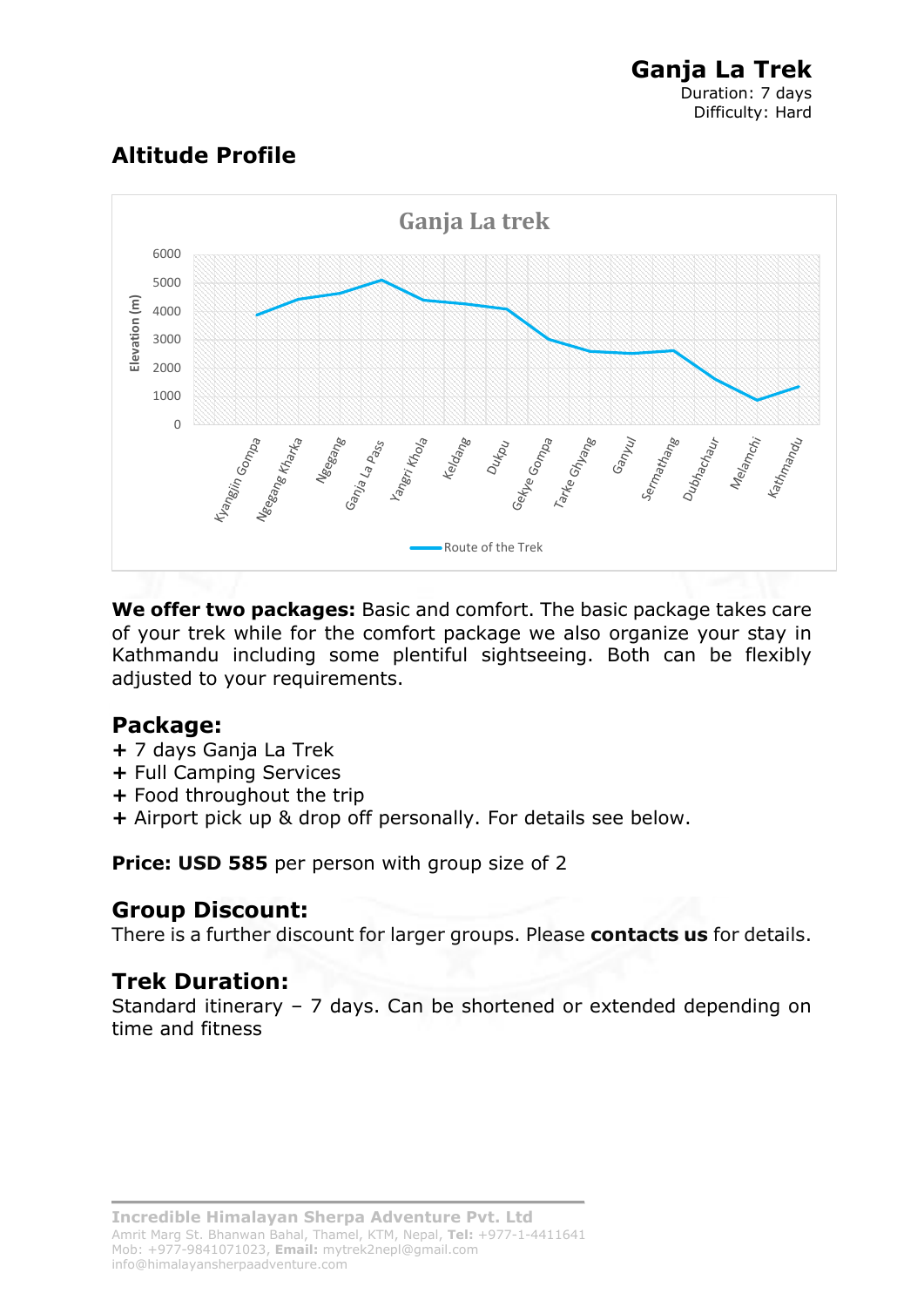# Ganja La Trek

Duration: 7 days
Difficulty: Hard

## Altitude Profile

**We offer two packages:** Basic and comfort. The basic package takes care of your trek while for the comfort package we also organize your stay in Kathmandu including some plentiful sightseeing. Both can be flexibly adjusted to your requirements.

## Package:

+ 7 days Ganja La Trek
+ Full Camping Services
+ Food throughout the trip
+ Airport pick up & drop off personally. For details see below.

**Price: USD 585** per person with group size of 2

## Group Discount:

There is a further discount for larger groups. Please **contacts us** for details.

## Trek Duration:

Standard itinerary – 7 days. Can be shortened or extended depending on time and fitness

**Incredible Himalayan Sherpa Adventure Pvt. Ltd**
Amrit Marg St. Bhanwan Bahal, Thamel, KTM, Nepal, **Tel:** +977-1-4411641
Mob: +977-9841071023, **Email:** mytrek2nepl@gmail.com
info@himalayansherpaadventure.com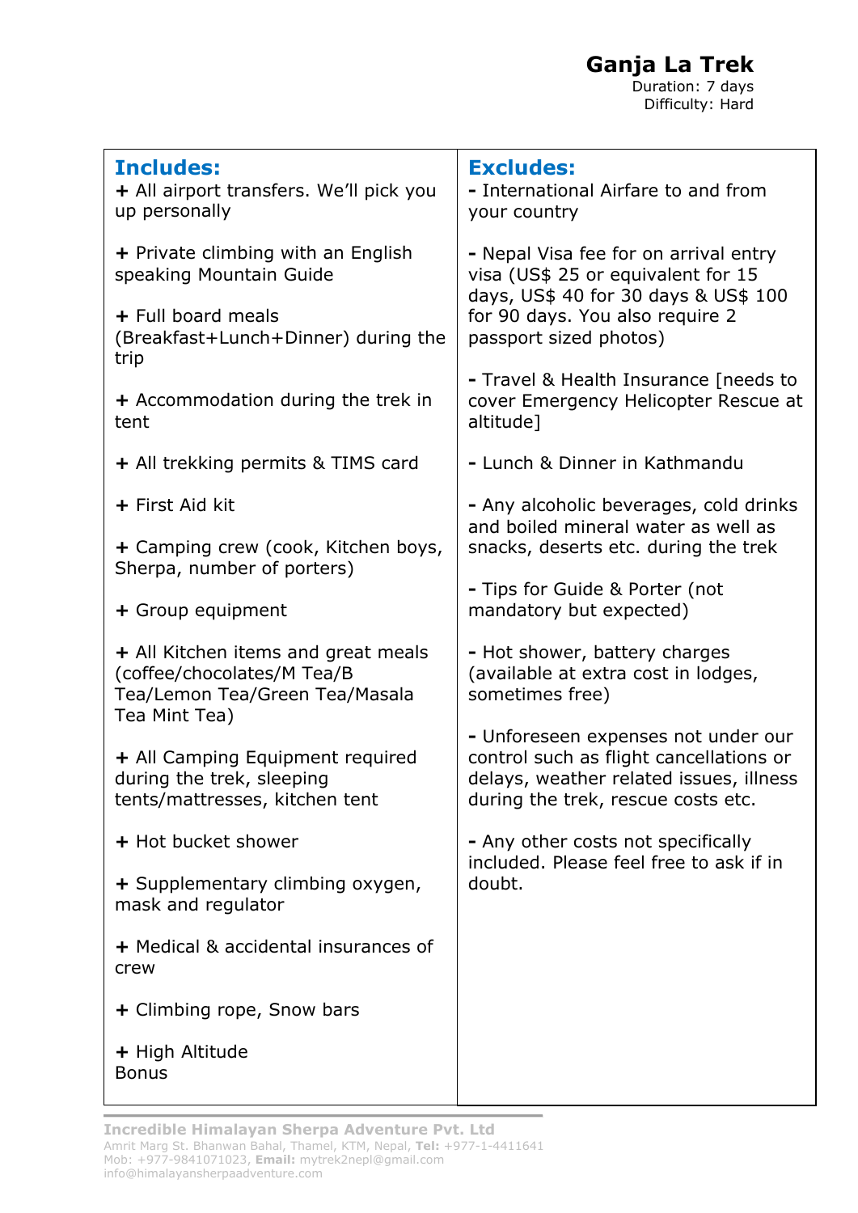# Ganja La Trek

Duration: 7 days
Difficulty: Hard

| **Includes:** | **Excludes:** |
|---|---|
| **+** All airport transfers. We'll pick you up personally | **-** International Airfare to and from your country |
| **+** Private climbing with an English speaking Mountain Guide | **-** Nepal Visa fee for on arrival entry visa (US$ 25 or equivalent for 15 days, US$ 40 for 30 days & US$ 100 for 90 days. You also require 2 passport sized photos) |
| **+** Full board meals (Breakfast+Lunch+Dinner) during the trip | **-** Travel & Health Insurance [needs to cover Emergency Helicopter Rescue at altitude] |
| **+** Accommodation during the trek in tent | **-** Lunch & Dinner in Kathmandu |
| **+** All trekking permits & TIMS card | **-** Any alcoholic beverages, cold drinks and boiled mineral water as well as snacks, deserts etc. during the trek |
| **+** First Aid kit | **-** Tips for Guide & Porter (not mandatory but expected) |
| **+** Camping crew (cook, Kitchen boys, Sherpa, number of porters) | **-** Hot shower, battery charges (available at extra cost in lodges, sometimes free) |
| **+** Group equipment | **-** Unforeseen expenses not under our control such as flight cancellations or delays, weather related issues, illness during the trek, rescue costs etc. |
| **+** All Kitchen items and great meals (coffee/chocolates/M Tea/B Tea/Lemon Tea/Green Tea/Masala Tea Mint Tea) | **-** Any other costs not specifically included. Please feel free to ask if in doubt. |
| **+** All Camping Equipment required during the trek, sleeping tents/mattresses, kitchen tent | |
| **+** Hot bucket shower | |
| **+** Supplementary climbing oxygen, mask and regulator | |
| **+** Medical & accidental insurances of crew | |
| **+** Climbing rope, Snow bars | |
| **+** High Altitude Bonus | |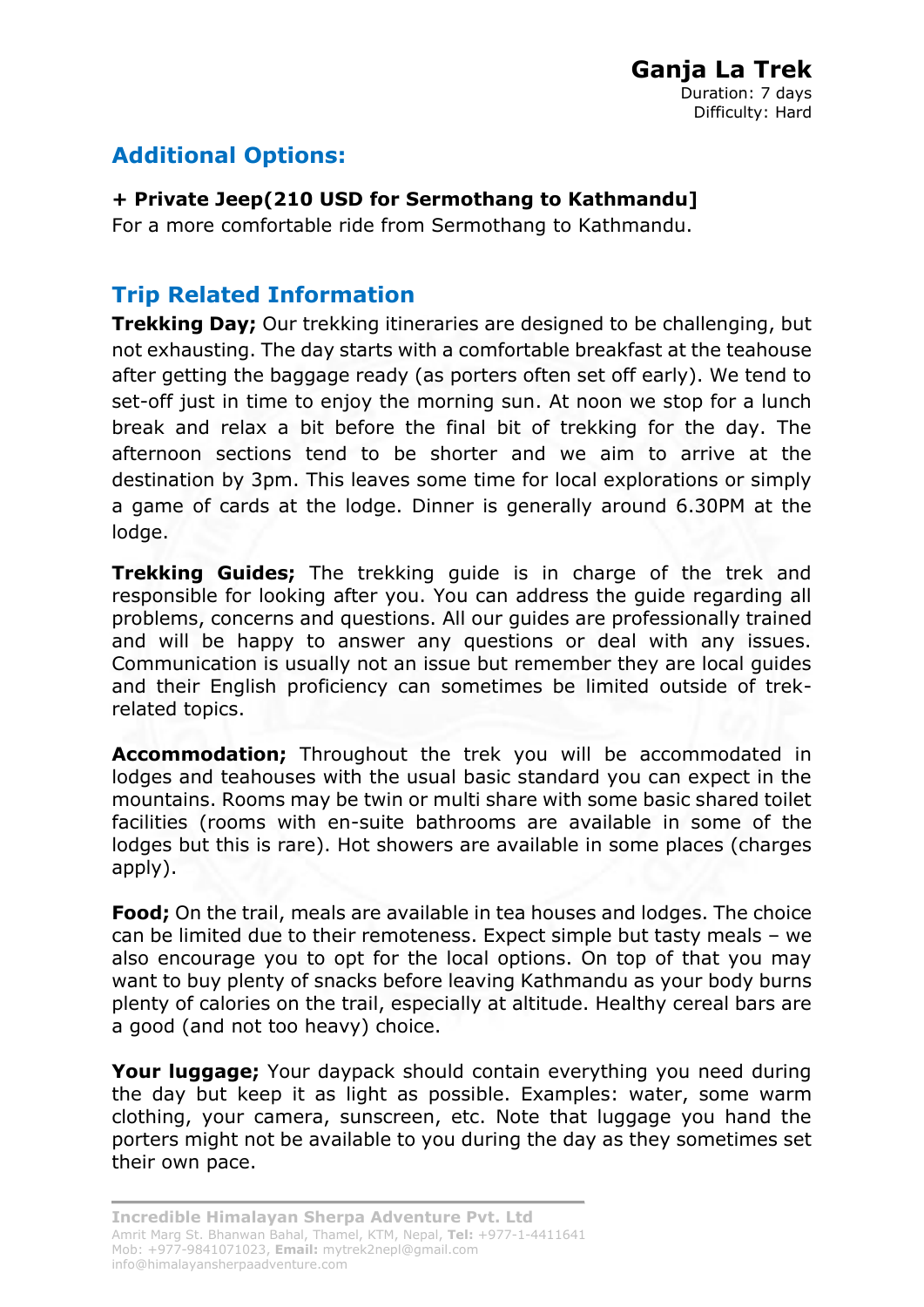## Additional Options:

**+ Private Jeep(210 USD for Sermothang to Kathmandu]**
For a more comfortable ride from Sermothang to Kathmandu.

## Trip Related Information

**Trekking Day;** Our trekking itineraries are designed to be challenging, but not exhausting. The day starts with a comfortable breakfast at the teahouse after getting the baggage ready (as porters often set off early). We tend to set-off just in time to enjoy the morning sun. At noon we stop for a lunch break and relax a bit before the final bit of trekking for the day. The afternoon sections tend to be shorter and we aim to arrive at the destination by 3pm. This leaves some time for local explorations or simply a game of cards at the lodge. Dinner is generally around 6.30PM at the lodge.

**Trekking Guides;** The trekking guide is in charge of the trek and responsible for looking after you. You can address the guide regarding all problems, concerns and questions. All our guides are professionally trained and will be happy to answer any questions or deal with any issues. Communication is usually not an issue but remember they are local guides and their English proficiency can sometimes be limited outside of trek-related topics.

**Accommodation;** Throughout the trek you will be accommodated in lodges and teahouses with the usual basic standard you can expect in the mountains. Rooms may be twin or multi share with some basic shared toilet facilities (rooms with en-suite bathrooms are available in some of the lodges but this is rare). Hot showers are available in some places (charges apply).

**Food;** On the trail, meals are available in tea houses and lodges. The choice can be limited due to their remoteness. Expect simple but tasty meals – we also encourage you to opt for the local options. On top of that you may want to buy plenty of snacks before leaving Kathmandu as your body burns plenty of calories on the trail, especially at altitude. Healthy cereal bars are a good (and not too heavy) choice.

**Your luggage;** Your daypack should contain everything you need during the day but keep it as light as possible. Examples: water, some warm clothing, your camera, sunscreen, etc. Note that luggage you hand the porters might not be available to you during the day as they sometimes set their own pace.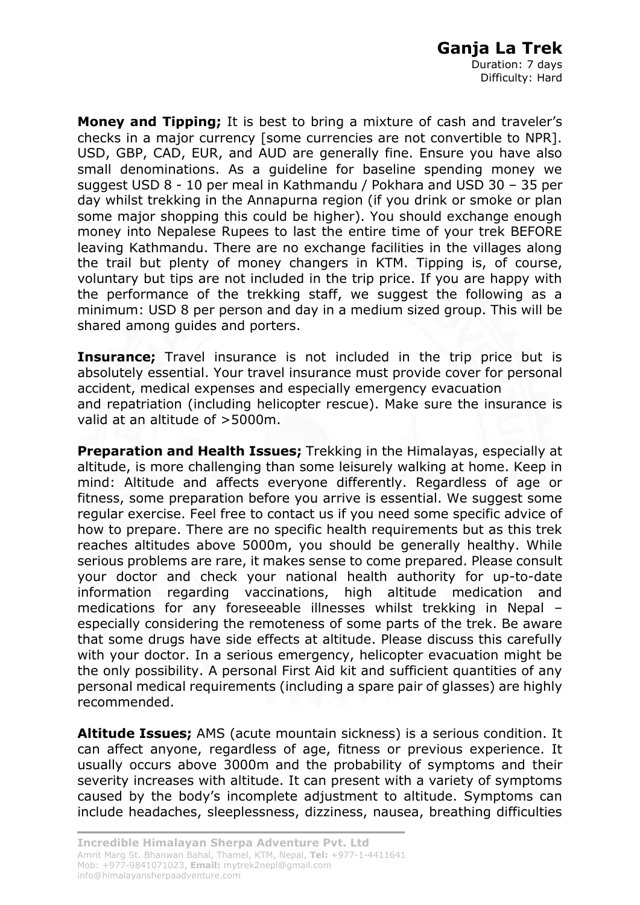**Money and Tipping;** It is best to bring a mixture of cash and traveler's checks in a major currency [some currencies are not convertible to NPR]. USD, GBP, CAD, EUR, and AUD are generally fine. Ensure you have also small denominations. As a guideline for baseline spending money we suggest USD 8 - 10 per meal in Kathmandu / Pokhara and USD 30 – 35 per day whilst trekking in the Annapurna region (if you drink or smoke or plan some major shopping this could be higher). You should exchange enough money into Nepalese Rupees to last the entire time of your trek BEFORE leaving Kathmandu. There are no exchange facilities in the villages along the trail but plenty of money changers in KTM. Tipping is, of course, voluntary but tips are not included in the trip price. If you are happy with the performance of the trekking staff, we suggest the following as a minimum: USD 8 per person and day in a medium sized group. This will be shared among guides and porters.

**Insurance;** Travel insurance is not included in the trip price but is absolutely essential. Your travel insurance must provide cover for personal accident, medical expenses and especially emergency evacuation and repatriation (including helicopter rescue). Make sure the insurance is valid at an altitude of >5000m.

**Preparation and Health Issues;** Trekking in the Himalayas, especially at altitude, is more challenging than some leisurely walking at home. Keep in mind: Altitude and affects everyone differently. Regardless of age or fitness, some preparation before you arrive is essential. We suggest some regular exercise. Feel free to contact us if you need some specific advice of how to prepare. There are no specific health requirements but as this trek reaches altitudes above 5000m, you should be generally healthy. While serious problems are rare, it makes sense to come prepared. Please consult your doctor and check your national health authority for up-to-date information regarding vaccinations, high altitude medication and medications for any foreseeable illnesses whilst trekking in Nepal – especially considering the remoteness of some parts of the trek. Be aware that some drugs have side effects at altitude. Please discuss this carefully with your doctor. In a serious emergency, helicopter evacuation might be the only possibility. A personal First Aid kit and sufficient quantities of any personal medical requirements (including a spare pair of glasses) are highly recommended.

**Altitude Issues;** AMS (acute mountain sickness) is a serious condition. It can affect anyone, regardless of age, fitness or previous experience. It usually occurs above 3000m and the probability of symptoms and their severity increases with altitude. It can present with a variety of symptoms caused by the body's incomplete adjustment to altitude. Symptoms can include headaches, sleeplessness, dizziness, nausea, breathing difficulties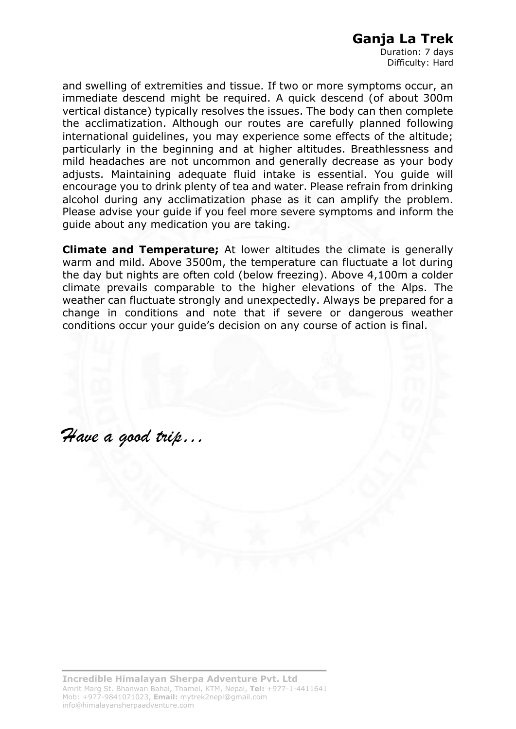and swelling of extremities and tissue. If two or more symptoms occur, an immediate descend might be required. A quick descend (of about 300m vertical distance) typically resolves the issues. The body can then complete the acclimatization. Although our routes are carefully planned following international guidelines, you may experience some effects of the altitude; particularly in the beginning and at higher altitudes. Breathlessness and mild headaches are not uncommon and generally decrease as your body adjusts. Maintaining adequate fluid intake is essential. You guide will encourage you to drink plenty of tea and water. Please refrain from drinking alcohol during any acclimatization phase as it can amplify the problem. Please advise your guide if you feel more severe symptoms and inform the guide about any medication you are taking.

**Climate and Temperature;** At lower altitudes the climate is generally warm and mild. Above 3500m, the temperature can fluctuate a lot during the day but nights are often cold (below freezing). Above 4,100m a colder climate prevails comparable to the higher elevations of the Alps. The weather can fluctuate strongly and unexpectedly. Always be prepared for a change in conditions and note that if severe or dangerous weather conditions occur your guide's decision on any course of action is final.

*Have a good trip…*